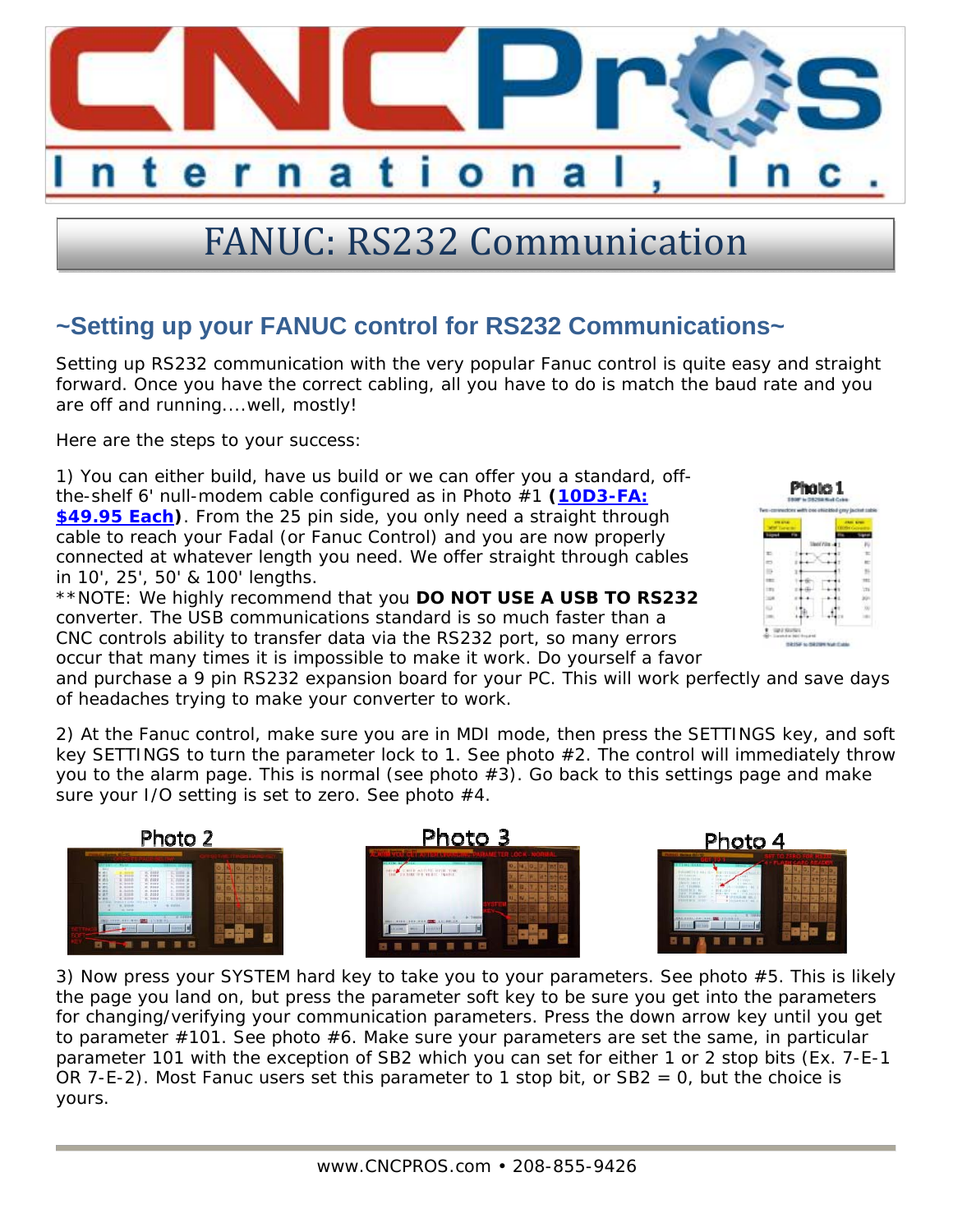# FANUC: RS232 Communication

## ~Setting up your FANUC control for RS232 Communications~

Setting up RS232 communication with the very popular Fanuc control is quite easy and straight forward. Once you have the correct cabling, all you have to do is match the baud rate and you are off and running....well, mostly!

Here are the steps to your success:

1) You can either build, have us build or we can offer you a standard, off-the-shelf 6' null-modem cable configured as in Photo #1 **(10D3-FA: $49.95 Each)**. From the 25 pin side, you only need a straight through cable to reach your Fadal (or Fanuc Control) and you are now properly connected at whatever length you need. We offer straight through cables in 10', 25', 50' & 100' lengths.

**NOTE: We highly recommend that you **DO NOT USE A USB TO RS232** converter. The USB communications standard is so much faster than a CNC controls ability to transfer data via the RS232 port, so many errors occur that many times it is impossible to make it work. Do yourself a favor and purchase a 9 pin RS232 expansion board for your PC. This will work perfectly and save days of headaches trying to make your converter to work.

2) At the Fanuc control, make sure you are in MDI mode, then press the SETTINGS key, and soft key SETTINGS to turn the parameter lock to 1. See photo #2. The control will immediately throw you to the alarm page. This is normal (see photo #3). Go back to this settings page and make sure your I/O setting is set to zero. See photo #4.

3) Now press your SYSTEM hard key to take you to your parameters. See photo #5. This is likely the page you land on, but press the parameter soft key to be sure you get into the parameters for changing/verifying your communication parameters. Press the down arrow key until you get to parameter #101. See photo #6. Make sure your parameters are set the same, in particular parameter 101 with the exception of SB2 which you can set for either 1 or 2 stop bits (Ex. 7-E-1 OR 7-E-2). Most Fanuc users set this parameter to 1 stop bit, or SB2 = 0, but the choice is yours.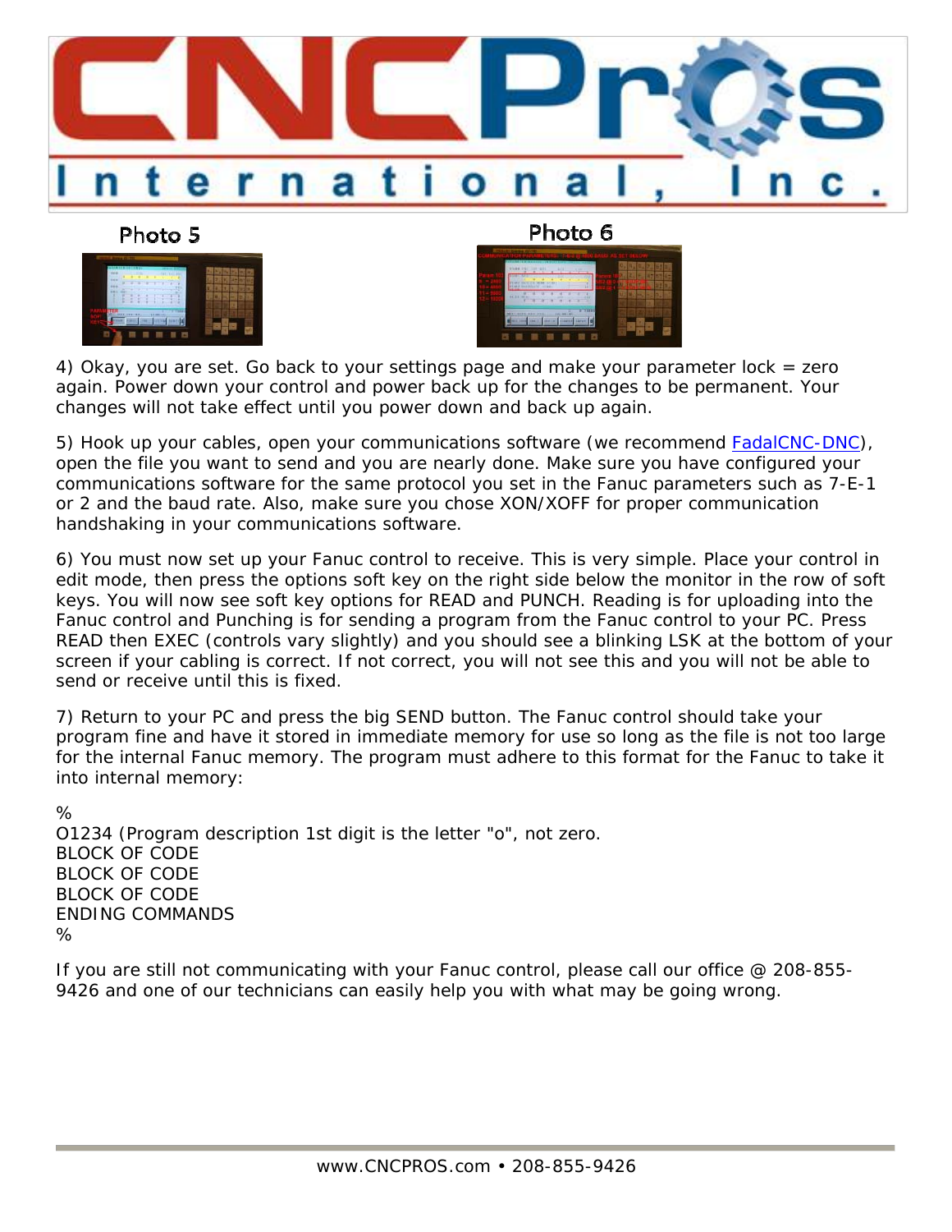Photo 5

Photo 6

4) Okay, you are set. Go back to your settings page and make your parameter lock = zero again. Power down your control and power back up for the changes to be permanent. Your changes will not take effect until you power down and back up again.

5) Hook up your cables, open your communications software (we recommend FadalCNC-DNC), open the file you want to send and you are nearly done. Make sure you have configured your communications software for the same protocol you set in the Fanuc parameters such as 7-E-1 or 2 and the baud rate. Also, make sure you chose XON/XOFF for proper communication handshaking in your communications software.

6) You must now set up your Fanuc control to receive. This is very simple. Place your control in edit mode, then press the options soft key on the right side below the monitor in the row of soft keys. You will now see soft key options for READ and PUNCH. Reading is for uploading into the Fanuc control and Punching is for sending a program from the Fanuc control to your PC. Press READ then EXEC (controls vary slightly) and you should see a blinking LSK at the bottom of your screen if your cabling is correct. If not correct, you will not see this and you will not be able to send or receive until this is fixed.

7) Return to your PC and press the big SEND button. The Fanuc control should take your program fine and have it stored in immediate memory for use so long as the file is not too large for the internal Fanuc memory. The program must adhere to this format for the Fanuc to take it into internal memory:

```
%
O1234 (Program description 1st digit is the letter "o", not zero.
BLOCK OF CODE
BLOCK OF CODE
BLOCK OF CODE
ENDING COMMANDS
%
```

If you are still not communicating with your Fanuc control, please call our office @ 208-855-9426 and one of our technicians can easily help you with what may be going wrong.